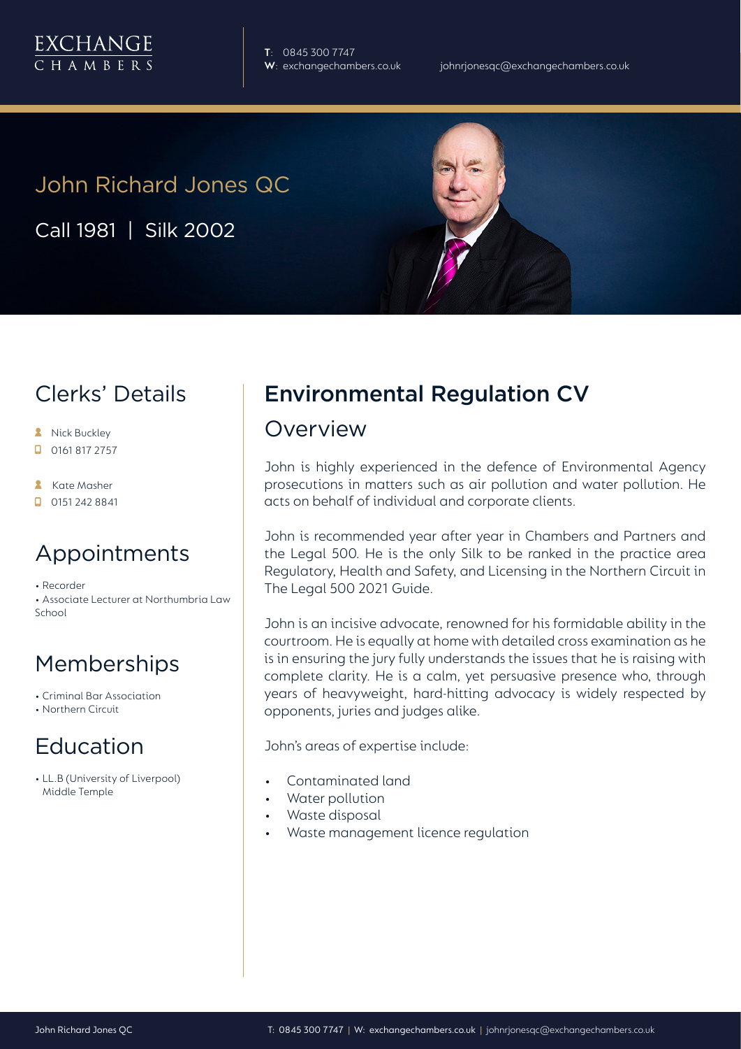EXCHANGE
CHAMBERS

**T**: 0845 300 7747
**W**: exchangechambers.co.uk
johnrjonesqc@exchangechambers.co.uk

# John Richard Jones QC

Call 1981 | Silk 2002

## Clerks' Details

- Nick Buckley
- 0161 817 2757
- Kate Masher
- 0151 242 8841

## Appointments

- Recorder
- Associate Lecturer at Northumbria Law School

## Memberships

- Criminal Bar Association
- Northern Circuit

## Education

- LL.B (University of Liverpool) Middle Temple

## Environmental Regulation CV

### Overview

John is highly experienced in the defence of Environmental Agency prosecutions in matters such as air pollution and water pollution. He acts on behalf of individual and corporate clients.

John is recommended year after year in Chambers and Partners and the Legal 500. He is the only Silk to be ranked in the practice area Regulatory, Health and Safety, and Licensing in the Northern Circuit in The Legal 500 2021 Guide.

John is an incisive advocate, renowned for his formidable ability in the courtroom. He is equally at home with detailed cross examination as he is in ensuring the jury fully understands the issues that he is raising with complete clarity. He is a calm, yet persuasive presence who, through years of heavyweight, hard-hitting advocacy is widely respected by opponents, juries and judges alike.

John's areas of expertise include:

- Contaminated land
- Water pollution
- Waste disposal
- Waste management licence regulation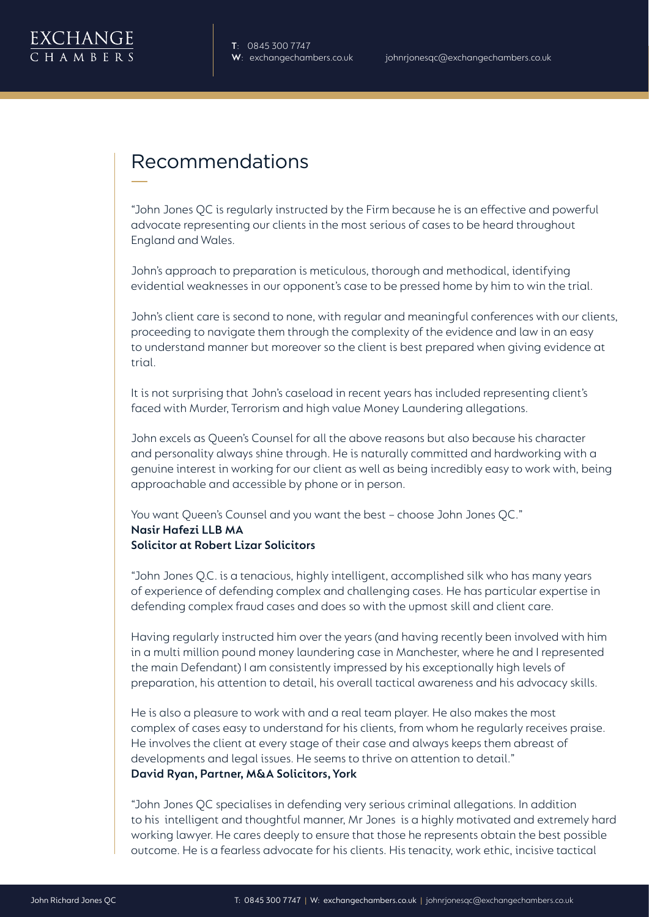# Recommendations

"John Jones QC is regularly instructed by the Firm because he is an effective and powerful advocate representing our clients in the most serious of cases to be heard throughout England and Wales.

John's approach to preparation is meticulous, thorough and methodical, identifying evidential weaknesses in our opponent's case to be pressed home by him to win the trial.

John's client care is second to none, with regular and meaningful conferences with our clients, proceeding to navigate them through the complexity of the evidence and law in an easy to understand manner but moreover so the client is best prepared when giving evidence at trial.

It is not surprising that John's caseload in recent years has included representing client's faced with Murder, Terrorism and high value Money Laundering allegations.

John excels as Queen's Counsel for all the above reasons but also because his character and personality always shine through. He is naturally committed and hardworking with a genuine interest in working for our client as well as being incredibly easy to work with, being approachable and accessible by phone or in person.

You want Queen's Counsel and you want the best – choose John Jones QC."
**Nasir Hafezi LLB MA**
**Solicitor at Robert Lizar Solicitors**

"John Jones Q.C. is a tenacious, highly intelligent, accomplished silk who has many years of experience of defending complex and challenging cases. He has particular expertise in defending complex fraud cases and does so with the upmost skill and client care.

Having regularly instructed him over the years (and having recently been involved with him in a multi million pound money laundering case in Manchester, where he and I represented the main Defendant) I am consistently impressed by his exceptionally high levels of preparation, his attention to detail, his overall tactical awareness and his advocacy skills.

He is also a pleasure to work with and a real team player. He also makes the most complex of cases easy to understand for his clients, from whom he regularly receives praise. He involves the client at every stage of their case and always keeps them abreast of developments and legal issues. He seems to thrive on attention to detail."
**David Ryan, Partner, M&A Solicitors, York**

"John Jones QC specialises in defending very serious criminal allegations. In addition to his intelligent and thoughtful manner, Mr Jones is a highly motivated and extremely hard working lawyer. He cares deeply to ensure that those he represents obtain the best possible outcome. He is a fearless advocate for his clients. His tenacity, work ethic, incisive tactical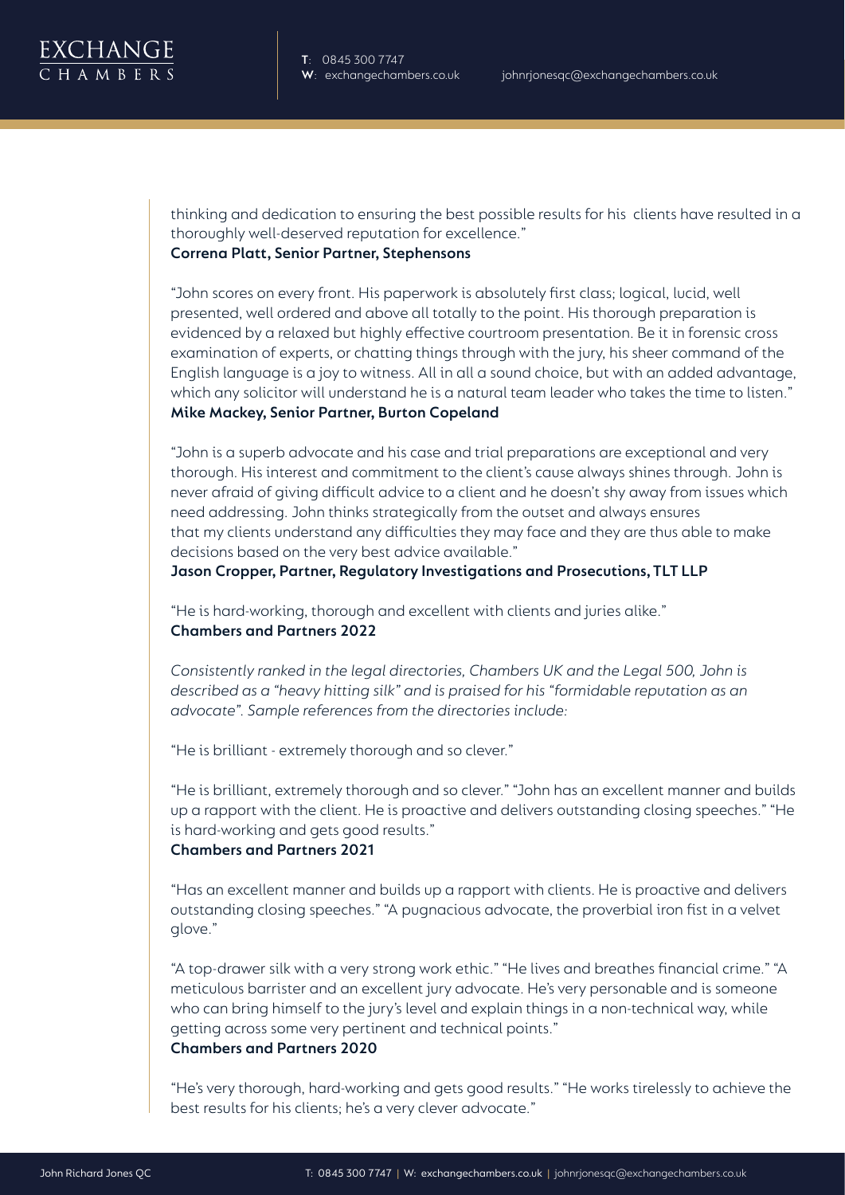thinking and dedication to ensuring the best possible results for his clients have resulted in a thoroughly well-deserved reputation for excellence."
**Correna Platt, Senior Partner, Stephensons**

"John scores on every front. His paperwork is absolutely first class; logical, lucid, well presented, well ordered and above all totally to the point. His thorough preparation is evidenced by a relaxed but highly effective courtroom presentation. Be it in forensic cross examination of experts, or chatting things through with the jury, his sheer command of the English language is a joy to witness. All in all a sound choice, but with an added advantage, which any solicitor will understand he is a natural team leader who takes the time to listen."
**Mike Mackey, Senior Partner, Burton Copeland**

"John is a superb advocate and his case and trial preparations are exceptional and very thorough. His interest and commitment to the client's cause always shines through. John is never afraid of giving difficult advice to a client and he doesn't shy away from issues which need addressing. John thinks strategically from the outset and always ensures that my clients understand any difficulties they may face and they are thus able to make decisions based on the very best advice available."
**Jason Cropper, Partner, Regulatory Investigations and Prosecutions, TLT LLP**

"He is hard-working, thorough and excellent with clients and juries alike."
**Chambers and Partners 2022**

*Consistently ranked in the legal directories, Chambers UK and the Legal 500, John is described as a "heavy hitting silk" and is praised for his "formidable reputation as an advocate". Sample references from the directories include:*

"He is brilliant - extremely thorough and so clever."

"He is brilliant, extremely thorough and so clever." "John has an excellent manner and builds up a rapport with the client. He is proactive and delivers outstanding closing speeches." "He is hard-working and gets good results."
**Chambers and Partners 2021**

"Has an excellent manner and builds up a rapport with clients. He is proactive and delivers outstanding closing speeches." "A pugnacious advocate, the proverbial iron fist in a velvet glove."

"A top-drawer silk with a very strong work ethic." "He lives and breathes financial crime." "A meticulous barrister and an excellent jury advocate. He's very personable and is someone who can bring himself to the jury's level and explain things in a non-technical way, while getting across some very pertinent and technical points."
**Chambers and Partners 2020**

"He's very thorough, hard-working and gets good results." "He works tirelessly to achieve the best results for his clients; he's a very clever advocate."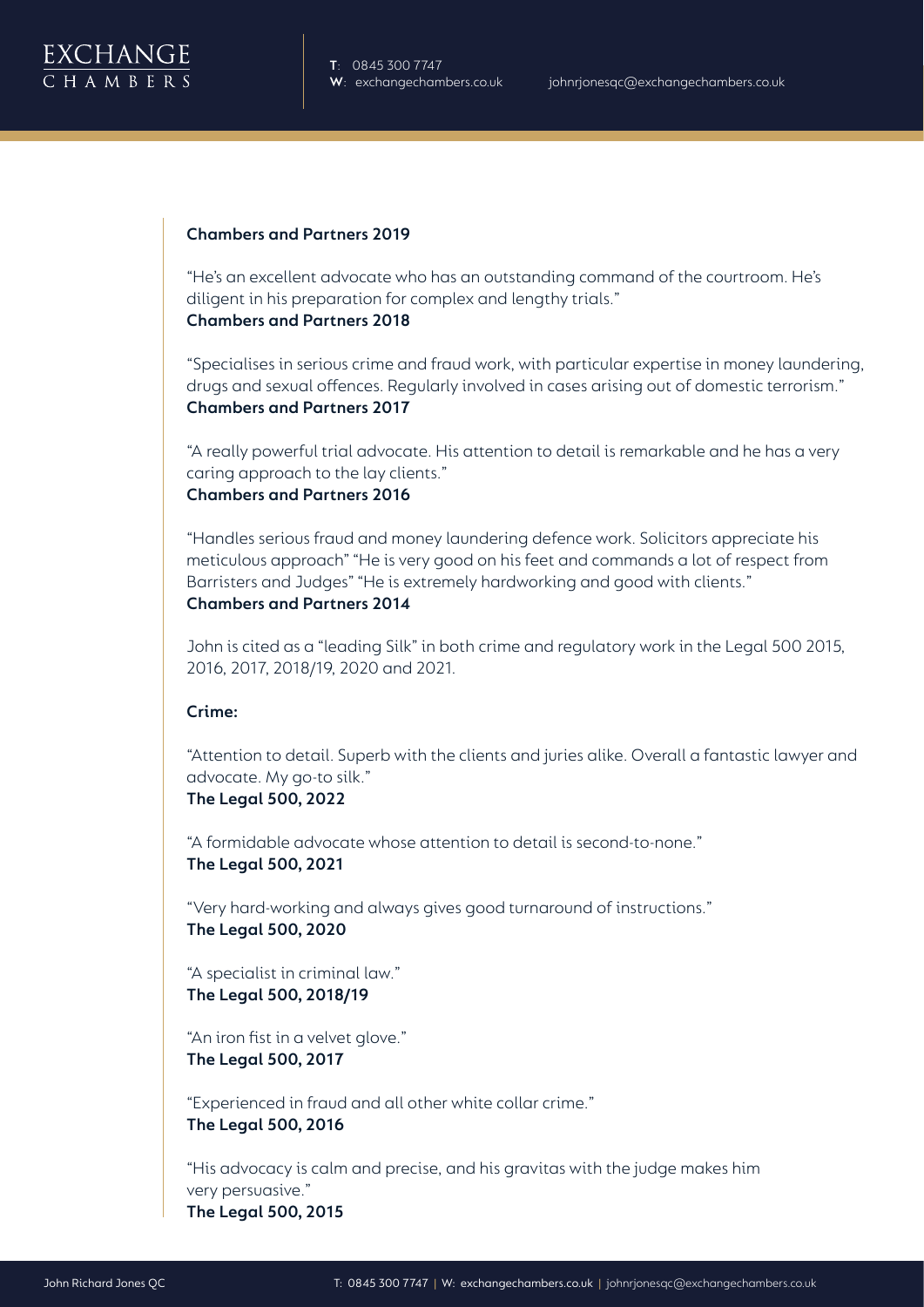**Chambers and Partners 2019**

"He's an excellent advocate who has an outstanding command of the courtroom. He's diligent in his preparation for complex and lengthy trials."
**Chambers and Partners 2018**

"Specialises in serious crime and fraud work, with particular expertise in money laundering, drugs and sexual offences. Regularly involved in cases arising out of domestic terrorism."
**Chambers and Partners 2017**

"A really powerful trial advocate. His attention to detail is remarkable and he has a very caring approach to the lay clients."
**Chambers and Partners 2016**

"Handles serious fraud and money laundering defence work. Solicitors appreciate his meticulous approach" "He is very good on his feet and commands a lot of respect from Barristers and Judges" "He is extremely hardworking and good with clients."
**Chambers and Partners 2014**

John is cited as a "leading Silk" in both crime and regulatory work in the Legal 500 2015, 2016, 2017, 2018/19, 2020 and 2021.

**Crime:**

"Attention to detail. Superb with the clients and juries alike. Overall a fantastic lawyer and advocate. My go-to silk."
**The Legal 500, 2022**

"A formidable advocate whose attention to detail is second-to-none."
**The Legal 500, 2021**

"Very hard-working and always gives good turnaround of instructions."
**The Legal 500, 2020**

"A specialist in criminal law."
**The Legal 500, 2018/19**

"An iron fist in a velvet glove."
**The Legal 500, 2017**

"Experienced in fraud and all other white collar crime."
**The Legal 500, 2016**

"His advocacy is calm and precise, and his gravitas with the judge makes him very persuasive."
**The Legal 500, 2015**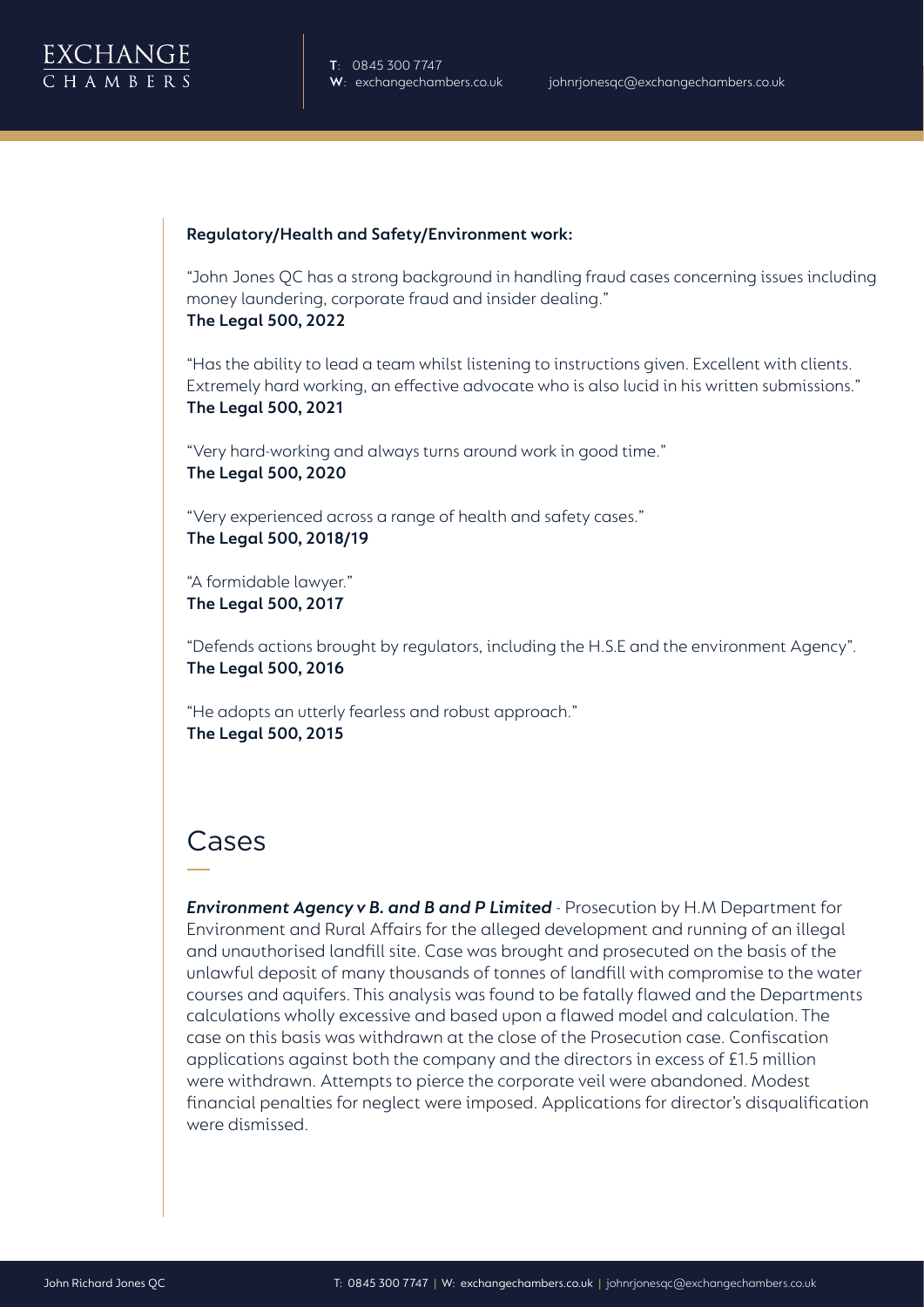**Regulatory/Health and Safety/Environment work:**

"John Jones QC has a strong background in handling fraud cases concerning issues including money laundering, corporate fraud and insider dealing."
**The Legal 500, 2022**

"Has the ability to lead a team whilst listening to instructions given. Excellent with clients. Extremely hard working, an effective advocate who is also lucid in his written submissions."
**The Legal 500, 2021**

"Very hard-working and always turns around work in good time."
**The Legal 500, 2020**

"Very experienced across a range of health and safety cases."
**The Legal 500, 2018/19**

"A formidable lawyer."
**The Legal 500, 2017**

"Defends actions brought by regulators, including the H.S.E and the environment Agency".
**The Legal 500, 2016**

"He adopts an utterly fearless and robust approach."
**The Legal 500, 2015**

## Cases

***Environment Agency v B. and B and P Limited*** - Prosecution by H.M Department for Environment and Rural Affairs for the alleged development and running of an illegal and unauthorised landfill site. Case was brought and prosecuted on the basis of the unlawful deposit of many thousands of tonnes of landfill with compromise to the water courses and aquifers. This analysis was found to be fatally flawed and the Departments calculations wholly excessive and based upon a flawed model and calculation. The case on this basis was withdrawn at the close of the Prosecution case. Confiscation applications against both the company and the directors in excess of £1.5 million were withdrawn. Attempts to pierce the corporate veil were abandoned. Modest financial penalties for neglect were imposed. Applications for director's disqualification were dismissed.